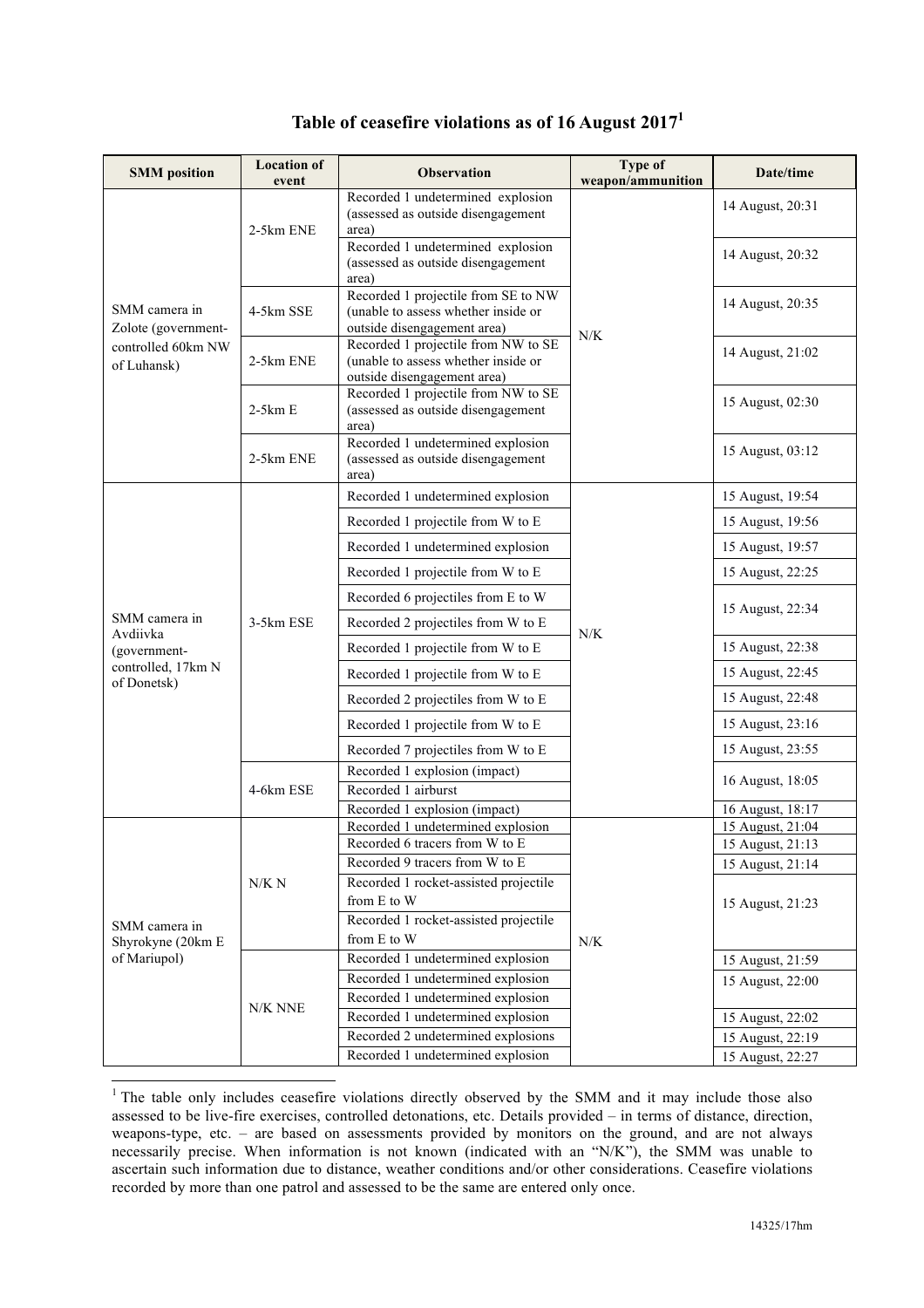# Table of ceasefire violations as of 16 August 2017[1]

| SMM position | Location of event | Observation | Type of weapon/ammunition | Date/time |
|---|---|---|---|---|
| SMM camera in Zolote (government-controlled 60km NW of Luhansk) | 2-5km ENE | Recorded 1 undetermined explosion (assessed as outside disengagement area) | N/K | 14 August, 20:31 |
| | | Recorded 1 undetermined explosion (assessed as outside disengagement area) | | 14 August, 20:32 |
| | 4-5km SSE | Recorded 1 projectile from SE to NW (unable to assess whether inside or outside disengagement area) | | 14 August, 20:35 |
| | 2-5km ENE | Recorded 1 projectile from NW to SE (unable to assess whether inside or outside disengagement area) | | 14 August, 21:02 |
| | 2-5km E | Recorded 1 projectile from NW to SE (assessed as outside disengagement area) | | 15 August, 02:30 |
| | 2-5km ENE | Recorded 1 undetermined explosion (assessed as outside disengagement area) | | 15 August, 03:12 |
| SMM camera in Avdiivka (government-controlled, 17km N of Donetsk) | 3-5km ESE | Recorded 1 undetermined explosion | N/K | 15 August, 19:54 |
| | | Recorded 1 projectile from W to E | | 15 August, 19:56 |
| | | Recorded 1 undetermined explosion | | 15 August, 19:57 |
| | | Recorded 1 projectile from W to E | | 15 August, 22:25 |
| | | Recorded 6 projectiles from E to W | | 15 August, 22:34 |
| | | Recorded 2 projectiles from W to E | | |
| | | Recorded 1 projectile from W to E | | 15 August, 22:38 |
| | | Recorded 1 projectile from W to E | | 15 August, 22:45 |
| | | Recorded 2 projectiles from W to E | | 15 August, 22:48 |
| | | Recorded 1 projectile from W to E | | 15 August, 23:16 |
| | | Recorded 7 projectiles from W to E | | 15 August, 23:55 |
| | 4-6km ESE | Recorded 1 explosion (impact) | | 16 August, 18:05 |
| | | Recorded 1 airburst | | |
| | | Recorded 1 explosion (impact) | | 16 August, 18:17 |
| SMM camera in Shyrokyne (20km E of Mariupol) | N/K N | Recorded 1 undetermined explosion | N/K | 15 August, 21:04 |
| | | Recorded 6 tracers from W to E | | 15 August, 21:13 |
| | | Recorded 9 tracers from W to E | | 15 August, 21:14 |
| | | Recorded 1 rocket-assisted projectile from E to W | | 15 August, 21:23 |
| | | Recorded 1 rocket-assisted projectile from E to W | | |
| | N/K NNE | Recorded 1 undetermined explosion | | 15 August, 21:59 |
| | | Recorded 1 undetermined explosion | | 15 August, 22:00 |
| | | Recorded 1 undetermined explosion | | |
| | | Recorded 1 undetermined explosion | | 15 August, 22:02 |
| | | Recorded 2 undetermined explosions | | 15 August, 22:19 |
| | | Recorded 1 undetermined explosion | | 15 August, 22:27 |

[1] The table only includes ceasefire violations directly observed by the SMM and it may include those also assessed to be live-fire exercises, controlled detonations, etc. Details provided – in terms of distance, direction, weapons-type, etc. – are based on assessments provided by monitors on the ground, and are not always necessarily precise. When information is not known (indicated with an "N/K"), the SMM was unable to ascertain such information due to distance, weather conditions and/or other considerations. Ceasefire violations recorded by more than one patrol and assessed to be the same are entered only once.

14325/17hm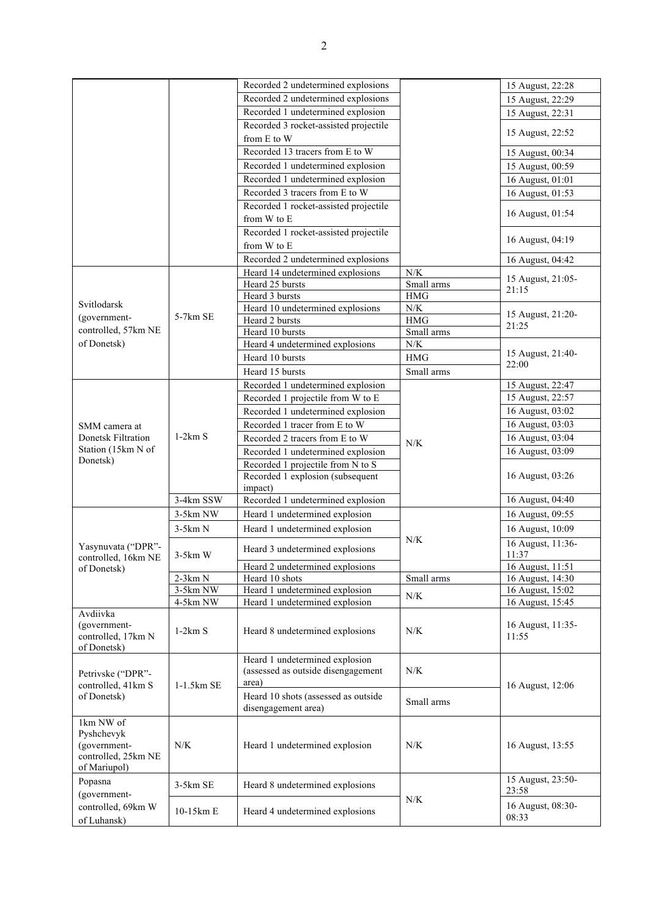| | | Recorded 2 undetermined explosions | | 15 August, 22:28 |
|---|---|---|---|---|
| | | Recorded 2 undetermined explosions | | 15 August, 22:29 |
| | | Recorded 1 undetermined explosion | | 15 August, 22:31 |
| | | Recorded 3 rocket-assisted projectile from E to W | | 15 August, 22:52 |
| | | Recorded 13 tracers from E to W | | 15 August, 00:34 |
| | | Recorded 1 undetermined explosion | | 15 August, 00:59 |
| | | Recorded 1 undetermined explosion | | 16 August, 01:01 |
| | | Recorded 3 tracers from E to W | | 16 August, 01:53 |
| | | Recorded 1 rocket-assisted projectile from W to E | | 16 August, 01:54 |
| | | Recorded 1 rocket-assisted projectile from W to E | | 16 August, 04:19 |
| | | Recorded 2 undetermined explosions | | 16 August, 04:42 |
| Svitlodarsk (government-controlled, 57km NE of Donetsk) | 5-7km SE | Heard 14 undetermined explosions | N/K | 15 August, 21:05-21:15 |
| | | Heard 25 bursts | Small arms | |
| | | Heard 3 bursts | HMG | |
| | | Heard 10 undetermined explosions | N/K | 15 August, 21:20-21:25 |
| | | Heard 2 bursts | HMG | |
| | | Heard 10 bursts | Small arms | |
| | | Heard 4 undetermined explosions | N/K | 15 August, 21:40-22:00 |
| | | Heard 10 bursts | HMG | |
| | | Heard 15 bursts | Small arms | |
| SMM camera at Donetsk Filtration Station (15km N of Donetsk) | 1-2km S | Recorded 1 undetermined explosion | N/K | 15 August, 22:47 |
| | | Recorded 1 projectile from W to E | | 15 August, 22:57 |
| | | Recorded 1 undetermined explosion | | 16 August, 03:02 |
| | | Recorded 1 tracer from E to W | | 16 August, 03:03 |
| | | Recorded 2 tracers from E to W | | 16 August, 03:04 |
| | | Recorded 1 undetermined explosion | | 16 August, 03:09 |
| | | Recorded 1 projectile from N to S | | 16 August, 03:26 |
| | | Recorded 1 explosion (subsequent impact) | | |
| | 3-4km SSW | Recorded 1 undetermined explosion | | 16 August, 04:40 |
| Yasynuvata ("DPR"-controlled, 16km NE of Donetsk) | 3-5km NW | Heard 1 undetermined explosion | N/K | 16 August, 09:55 |
| | 3-5km N | Heard 1 undetermined explosion | | 16 August, 10:09 |
| | 3-5km W | Heard 3 undetermined explosions | | 16 August, 11:36-11:37 |
| | | Heard 2 undetermined explosions | | 16 August, 11:51 |
| | 2-3km N | Heard 10 shots | Small arms | 16 August, 14:30 |
| | 3-5km NW | Heard 1 undetermined explosion | N/K | 16 August, 15:02 |
| | 4-5km NW | Heard 1 undetermined explosion | | 16 August, 15:45 |
| Avdiivka (government-controlled, 17km N of Donetsk) | 1-2km S | Heard 8 undetermined explosions | N/K | 16 August, 11:35-11:55 |
| Petrivske ("DPR"-controlled, 41km S of Donetsk) | 1-1.5km SE | Heard 1 undetermined explosion (assessed as outside disengagement area) | N/K | 16 August, 12:06 |
| | | Heard 10 shots (assessed as outside disengagement area) | Small arms | |
| 1km NW of Pyshchevyk (government-controlled, 25km NE of Mariupol) | N/K | Heard 1 undetermined explosion | N/K | 16 August, 13:55 |
| Popasna (government-controlled, 69km W of Luhansk) | 3-5km SE | Heard 8 undetermined explosions | N/K | 15 August, 23:50-23:58 |
| | 10-15km E | Heard 4 undetermined explosions | | 16 August, 08:30-08:33 |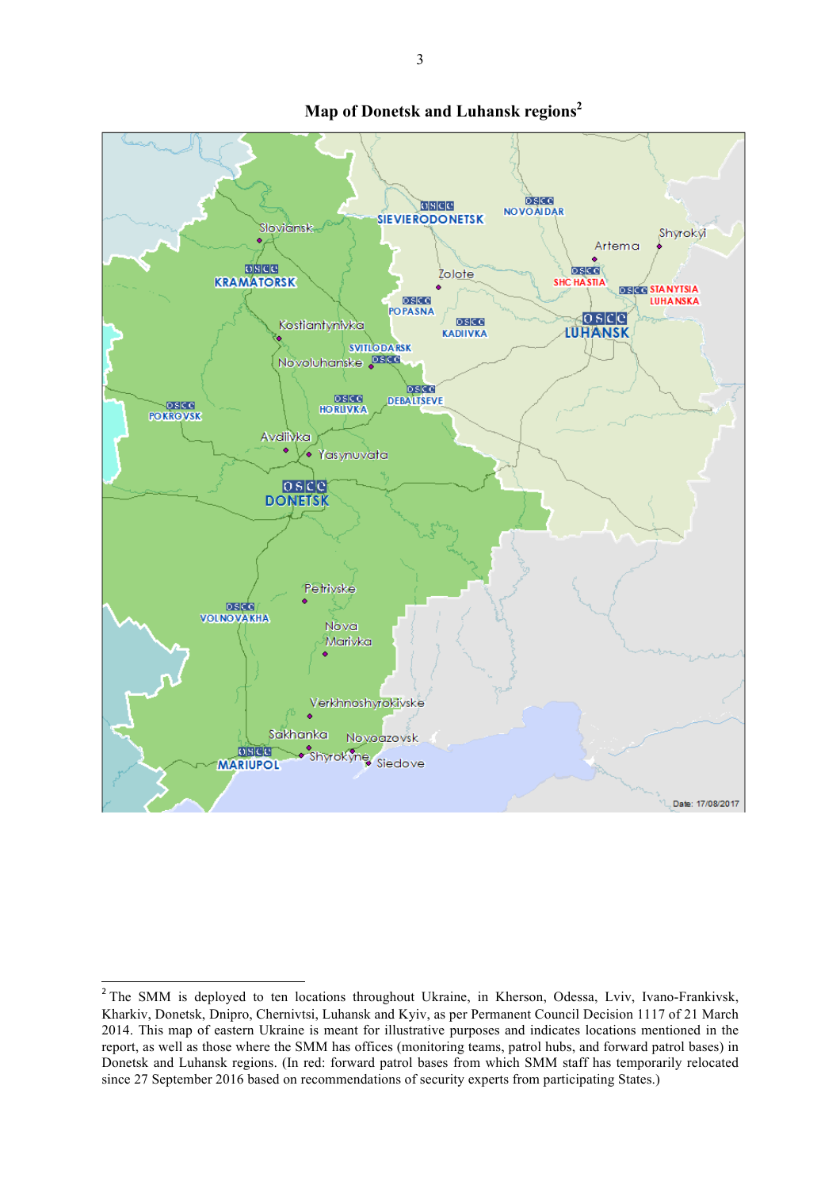**Map of Donetsk and Luhansk regions[2]**

OSCE SIEVIERODONETSK
OSCE NOVOAIDAR
Sloviansk
Shyrokyi
Artema
OSCE KRAMATORSK
Zolote
OSCE SHCHASTIA
OSCE STANYTSIA LUHANSKA
OSCE POPASNA
OSCE KADIIVKA
OSCE LUHANSK
Kostiantynivka
SVITLODARSK OSCE
Novoluhanske
OSCE DEBALTSEVE
OSCE POKROVSK
OSCE HORLIVKA
Avdiivka
Yasynuvata
OSCE DONETSK
Petrivske
OSCE VOLNOVAKHA
Nova Marivka
Verkhnoshyrokivske
Sakhanka
Novoazovsk
OSCE MARIUPOL
Shyrokyne
Siedove
Date: 17/08/2017

---

[2] The SMM is deployed to ten locations throughout Ukraine, in Kherson, Odessa, Lviv, Ivano-Frankivsk, Kharkiv, Donetsk, Dnipro, Chernivtsi, Luhansk and Kyiv, as per Permanent Council Decision 1117 of 21 March 2014. This map of eastern Ukraine is meant for illustrative purposes and indicates locations mentioned in the report, as well as those where the SMM has offices (monitoring teams, patrol hubs, and forward patrol bases) in Donetsk and Luhansk regions. (In red: forward patrol bases from which SMM staff has temporarily relocated since 27 September 2016 based on recommendations of security experts from participating States.)